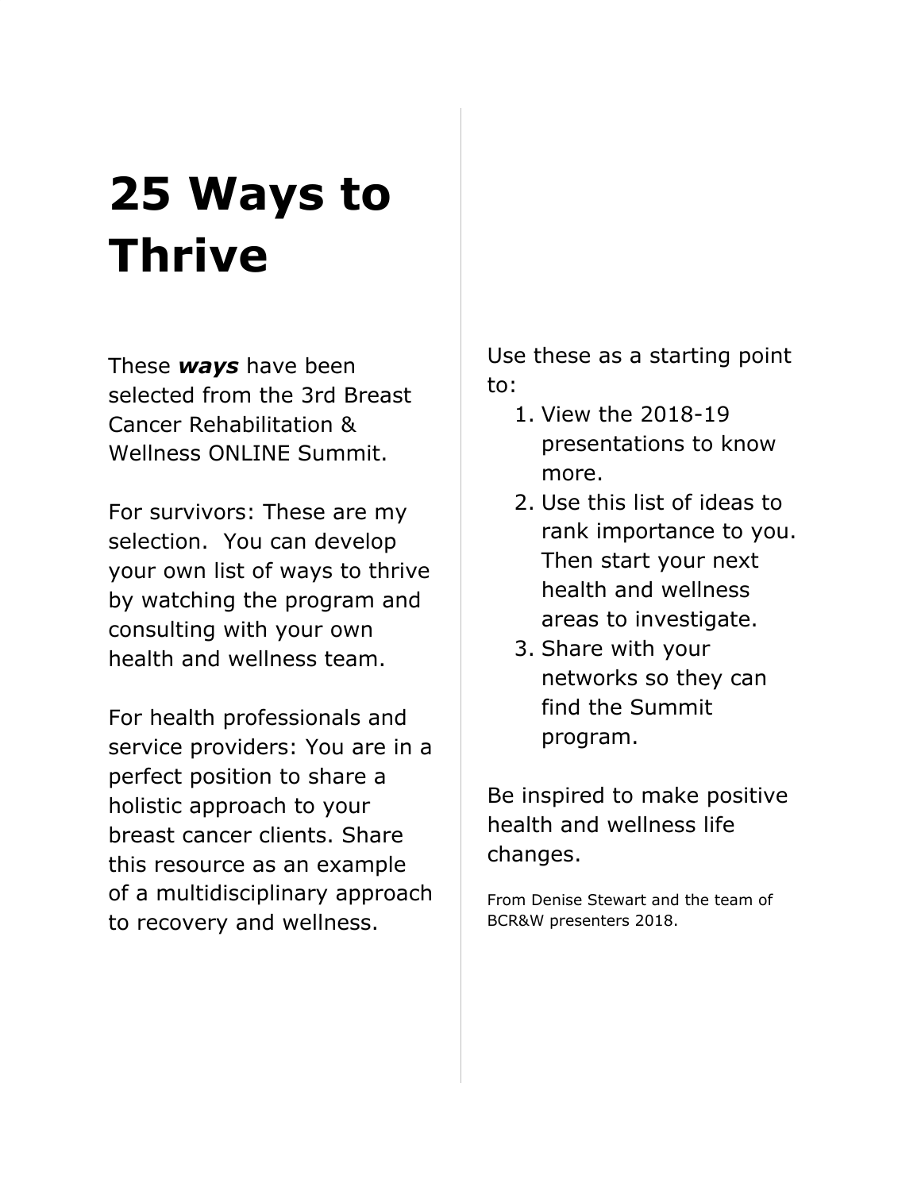# 25 Ways to Thrive

These ***ways*** have been selected from the 3rd Breast Cancer Rehabilitation & Wellness ONLINE Summit.

For survivors: These are my selection. You can develop your own list of ways to thrive by watching the program and consulting with your own health and wellness team.

For health professionals and service providers: You are in a perfect position to share a holistic approach to your breast cancer clients. Share this resource as an example of a multidisciplinary approach to recovery and wellness.

Use these as a starting point to:

1. View the 2018-19 presentations to know more.
2. Use this list of ideas to rank importance to you. Then start your next health and wellness areas to investigate.
3. Share with your networks so they can find the Summit program.

Be inspired to make positive health and wellness life changes.

From Denise Stewart and the team of BCR&W presenters 2018.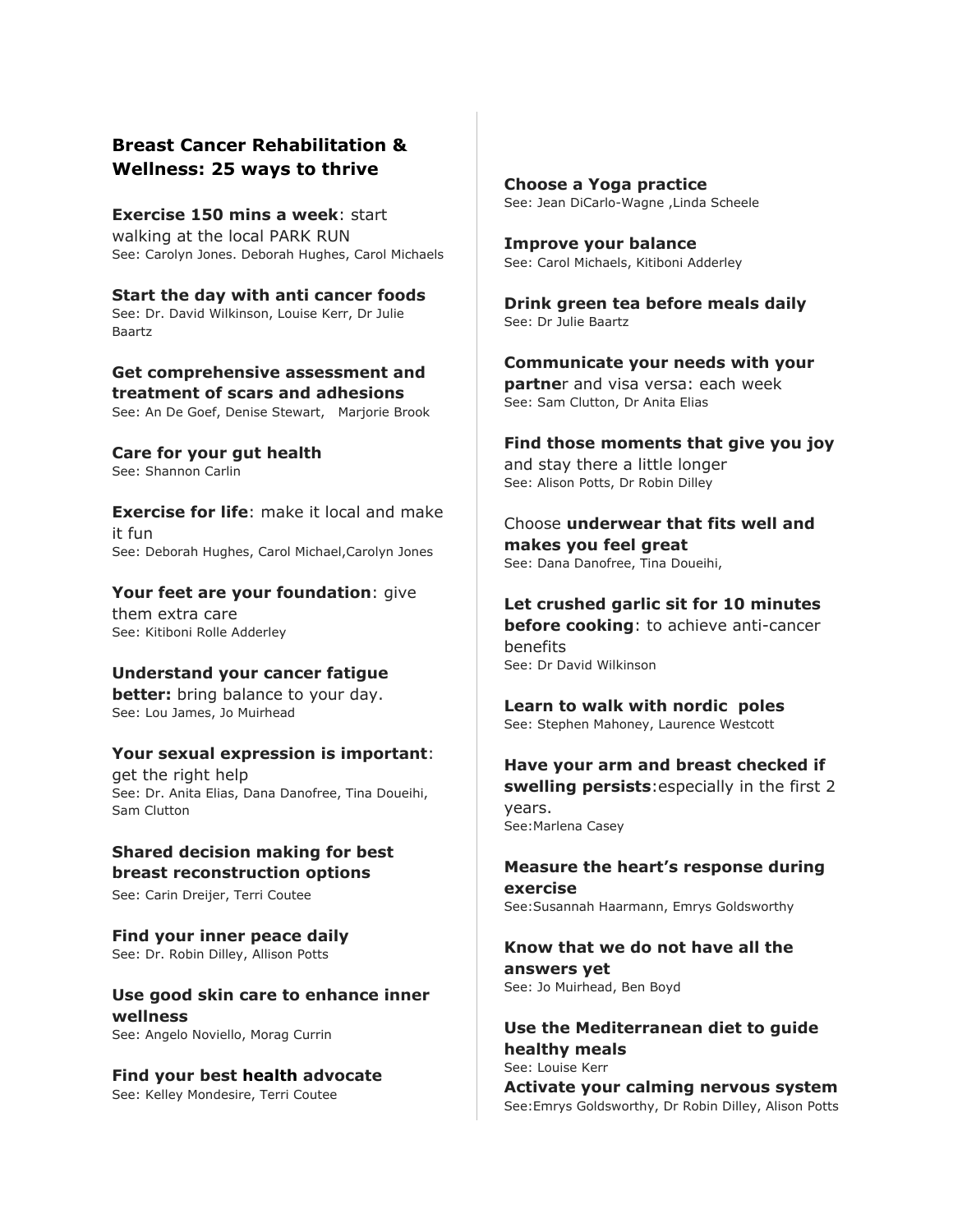## Breast Cancer Rehabilitation & Wellness: 25 ways to thrive

**Exercise 150 mins a week**: start walking at the local PARK RUN
See: Carolyn Jones. Deborah Hughes, Carol Michaels

**Start the day with anti cancer foods**
See: Dr. David Wilkinson, Louise Kerr, Dr Julie Baartz

**Get comprehensive assessment and treatment of scars and adhesions**
See: An De Goef, Denise Stewart, Marjorie Brook

**Care for your gut health**
See: Shannon Carlin

**Exercise for life**: make it local and make it fun
See: Deborah Hughes, Carol Michael,Carolyn Jones

**Your feet are your foundation**: give them extra care
See: Kitiboni Rolle Adderley

**Understand your cancer fatigue better:** bring balance to your day.
See: Lou James, Jo Muirhead

**Your sexual expression is important**: get the right help
See: Dr. Anita Elias, Dana Danofree, Tina Doueihi, Sam Clutton

**Shared decision making for best breast reconstruction options**
See: Carin Dreijer, Terri Coutee

**Find your inner peace daily**
See: Dr. Robin Dilley, Allison Potts

**Use good skin care to enhance inner wellness**
See: Angelo Noviello, Morag Currin

**Find your best health advocate**
See: Kelley Mondesire, Terri Coutee

**Choose a Yoga practice**
See: Jean DiCarlo-Wagne ,Linda Scheele

**Improve your balance**
See: Carol Michaels, Kitiboni Adderley

**Drink green tea before meals daily**
See: Dr Julie Baartz

**Communicate your needs with your partne**r and visa versa: each week
See: Sam Clutton, Dr Anita Elias

**Find those moments that give you joy** and stay there a little longer
See: Alison Potts, Dr Robin Dilley

Choose **underwear that fits well and makes you feel great**
See: Dana Danofree, Tina Doueihi,

**Let crushed garlic sit for 10 minutes before cooking**: to achieve anti-cancer benefits
See: Dr David Wilkinson

**Learn to walk with nordic poles**
See: Stephen Mahoney, Laurence Westcott

**Have your arm and breast checked if swelling persists**:especially in the first 2 years.
See:Marlena Casey

**Measure the heart's response during exercise**
See:Susannah Haarmann, Emrys Goldsworthy

**Know that we do not have all the answers yet**
See: Jo Muirhead, Ben Boyd

**Use the Mediterranean diet to guide healthy meals**
See: Louise Kerr

**Activate your calming nervous system**
See:Emrys Goldsworthy, Dr Robin Dilley, Alison Potts